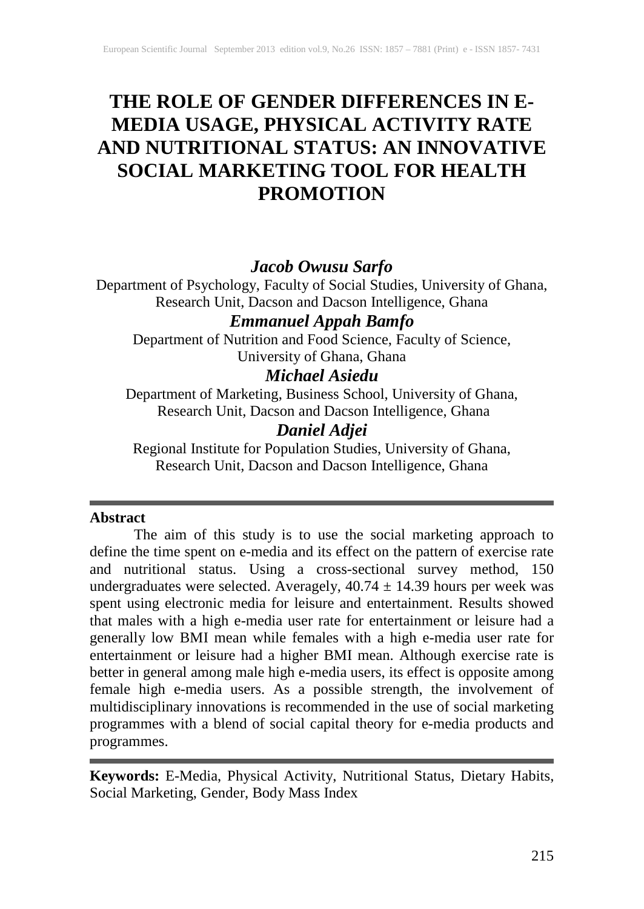# THE ROLE OF GENDER DIFFERENCES IN E-MEDIA USAGE, PHYSICAL ACTIVITY RATE AND NUTRITIONAL STATUS: AN INNOVATIVE SOCIAL MARKETING TOOL FOR HEALTH PROMOTION

***Jacob Owusu Sarfo***

Department of Psychology, Faculty of Social Studies, University of Ghana, Research Unit, Dacson and Dacson Intelligence, Ghana

***Emmanuel Appah Bamfo***

Department of Nutrition and Food Science, Faculty of Science, University of Ghana, Ghana

***Michael Asiedu***

Department of Marketing, Business School, University of Ghana, Research Unit, Dacson and Dacson Intelligence, Ghana

***Daniel Adjei***

Regional Institute for Population Studies, University of Ghana, Research Unit, Dacson and Dacson Intelligence, Ghana

**Abstract**

The aim of this study is to use the social marketing approach to define the time spent on e-media and its effect on the pattern of exercise rate and nutritional status. Using a cross-sectional survey method, 150 undergraduates were selected. Averagely, $40.74 \pm 14.39$ hours per week was spent using electronic media for leisure and entertainment. Results showed that males with a high e-media user rate for entertainment or leisure had a generally low BMI mean while females with a high e-media user rate for entertainment or leisure had a higher BMI mean. Although exercise rate is better in general among male high e-media users, its effect is opposite among female high e-media users. As a possible strength, the involvement of multidisciplinary innovations is recommended in the use of social marketing programmes with a blend of social capital theory for e-media products and programmes.

**Keywords:** E-Media, Physical Activity, Nutritional Status, Dietary Habits, Social Marketing, Gender, Body Mass Index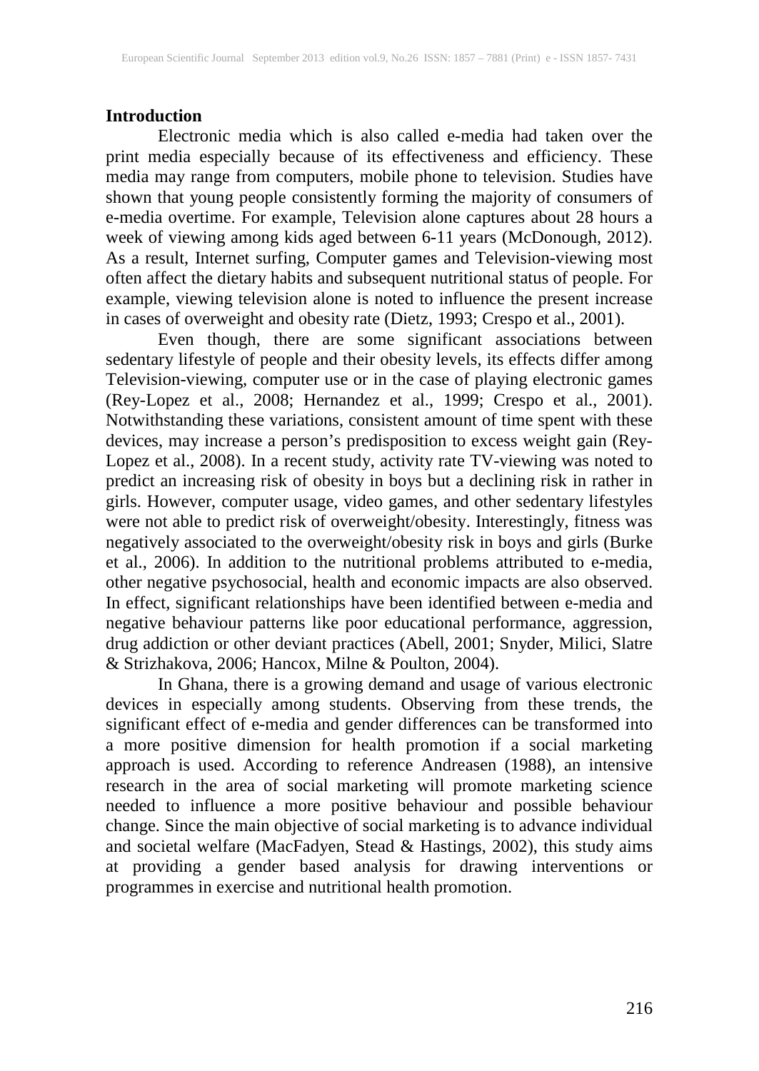## Introduction

Electronic media which is also called e-media had taken over the print media especially because of its effectiveness and efficiency. These media may range from computers, mobile phone to television. Studies have shown that young people consistently forming the majority of consumers of e-media overtime. For example, Television alone captures about 28 hours a week of viewing among kids aged between 6-11 years (McDonough, 2012). As a result, Internet surfing, Computer games and Television-viewing most often affect the dietary habits and subsequent nutritional status of people. For example, viewing television alone is noted to influence the present increase in cases of overweight and obesity rate (Dietz, 1993; Crespo et al., 2001).

Even though, there are some significant associations between sedentary lifestyle of people and their obesity levels, its effects differ among Television-viewing, computer use or in the case of playing electronic games (Rey-Lopez et al., 2008; Hernandez et al., 1999; Crespo et al., 2001). Notwithstanding these variations, consistent amount of time spent with these devices, may increase a person's predisposition to excess weight gain (Rey-Lopez et al., 2008). In a recent study, activity rate TV-viewing was noted to predict an increasing risk of obesity in boys but a declining risk in rather in girls. However, computer usage, video games, and other sedentary lifestyles were not able to predict risk of overweight/obesity. Interestingly, fitness was negatively associated to the overweight/obesity risk in boys and girls (Burke et al., 2006). In addition to the nutritional problems attributed to e-media, other negative psychosocial, health and economic impacts are also observed. In effect, significant relationships have been identified between e-media and negative behaviour patterns like poor educational performance, aggression, drug addiction or other deviant practices (Abell, 2001; Snyder, Milici, Slatre & Strizhakova, 2006; Hancox, Milne & Poulton, 2004).

In Ghana, there is a growing demand and usage of various electronic devices in especially among students. Observing from these trends, the significant effect of e-media and gender differences can be transformed into a more positive dimension for health promotion if a social marketing approach is used. According to reference Andreasen (1988), an intensive research in the area of social marketing will promote marketing science needed to influence a more positive behaviour and possible behaviour change. Since the main objective of social marketing is to advance individual and societal welfare (MacFadyen, Stead & Hastings, 2002), this study aims at providing a gender based analysis for drawing interventions or programmes in exercise and nutritional health promotion.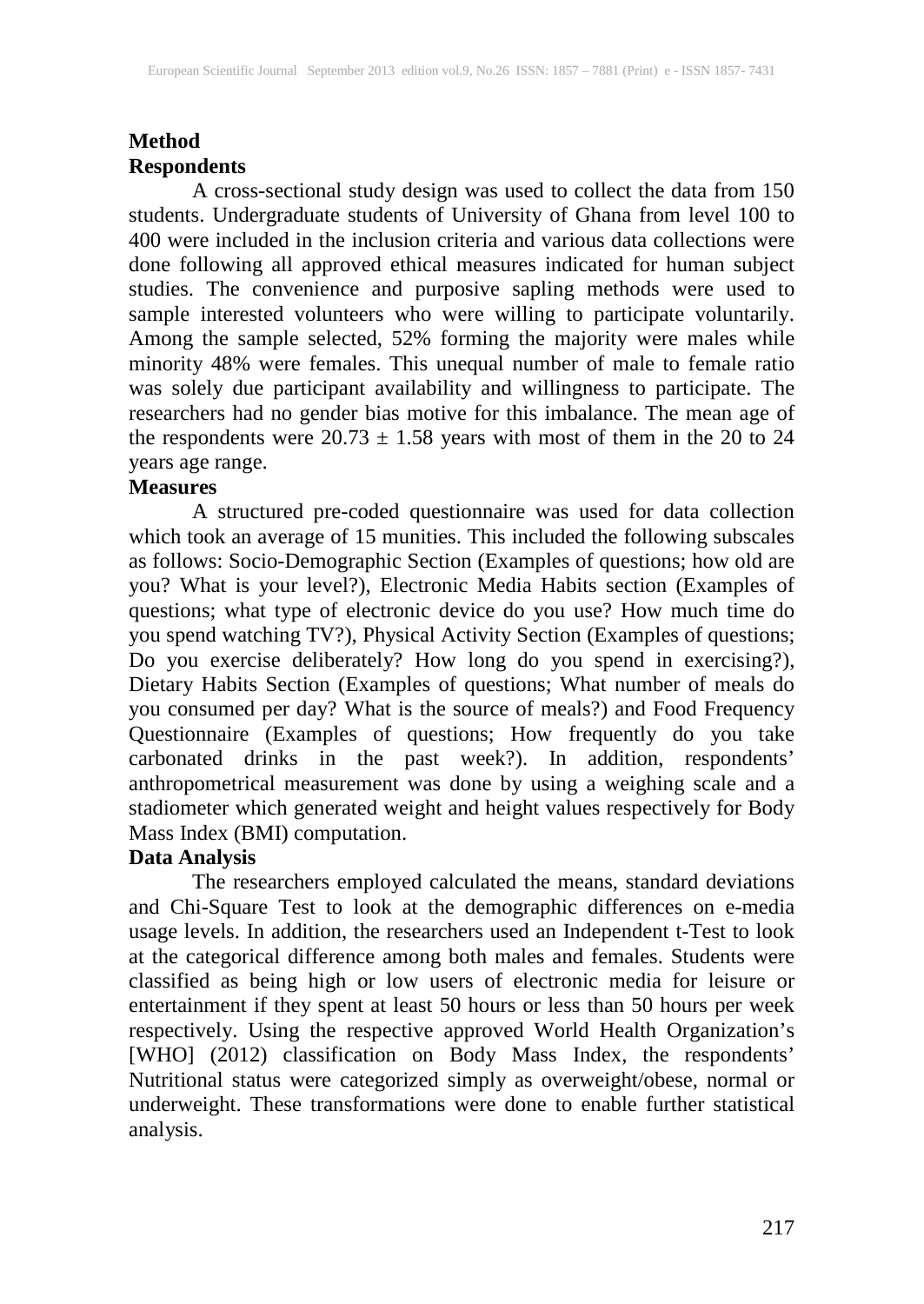## Method

### Respondents

A cross-sectional study design was used to collect the data from 150 students. Undergraduate students of University of Ghana from level 100 to 400 were included in the inclusion criteria and various data collections were done following all approved ethical measures indicated for human subject studies. The convenience and purposive sapling methods were used to sample interested volunteers who were willing to participate voluntarily. Among the sample selected, 52% forming the majority were males while minority 48% were females. This unequal number of male to female ratio was solely due participant availability and willingness to participate. The researchers had no gender bias motive for this imbalance. The mean age of the respondents were $20.73 \pm 1.58$ years with most of them in the 20 to 24 years age range.

### Measures

A structured pre-coded questionnaire was used for data collection which took an average of 15 munities. This included the following subscales as follows: Socio-Demographic Section (Examples of questions; how old are you? What is your level?), Electronic Media Habits section (Examples of questions; what type of electronic device do you use? How much time do you spend watching TV?), Physical Activity Section (Examples of questions; Do you exercise deliberately? How long do you spend in exercising?), Dietary Habits Section (Examples of questions; What number of meals do you consumed per day? What is the source of meals?) and Food Frequency Questionnaire (Examples of questions; How frequently do you take carbonated drinks in the past week?). In addition, respondents' anthropometrical measurement was done by using a weighing scale and a stadiometer which generated weight and height values respectively for Body Mass Index (BMI) computation.

### Data Analysis

The researchers employed calculated the means, standard deviations and Chi-Square Test to look at the demographic differences on e-media usage levels. In addition, the researchers used an Independent t-Test to look at the categorical difference among both males and females. Students were classified as being high or low users of electronic media for leisure or entertainment if they spent at least 50 hours or less than 50 hours per week respectively. Using the respective approved World Health Organization's [WHO] (2012) classification on Body Mass Index, the respondents' Nutritional status were categorized simply as overweight/obese, normal or underweight. These transformations were done to enable further statistical analysis.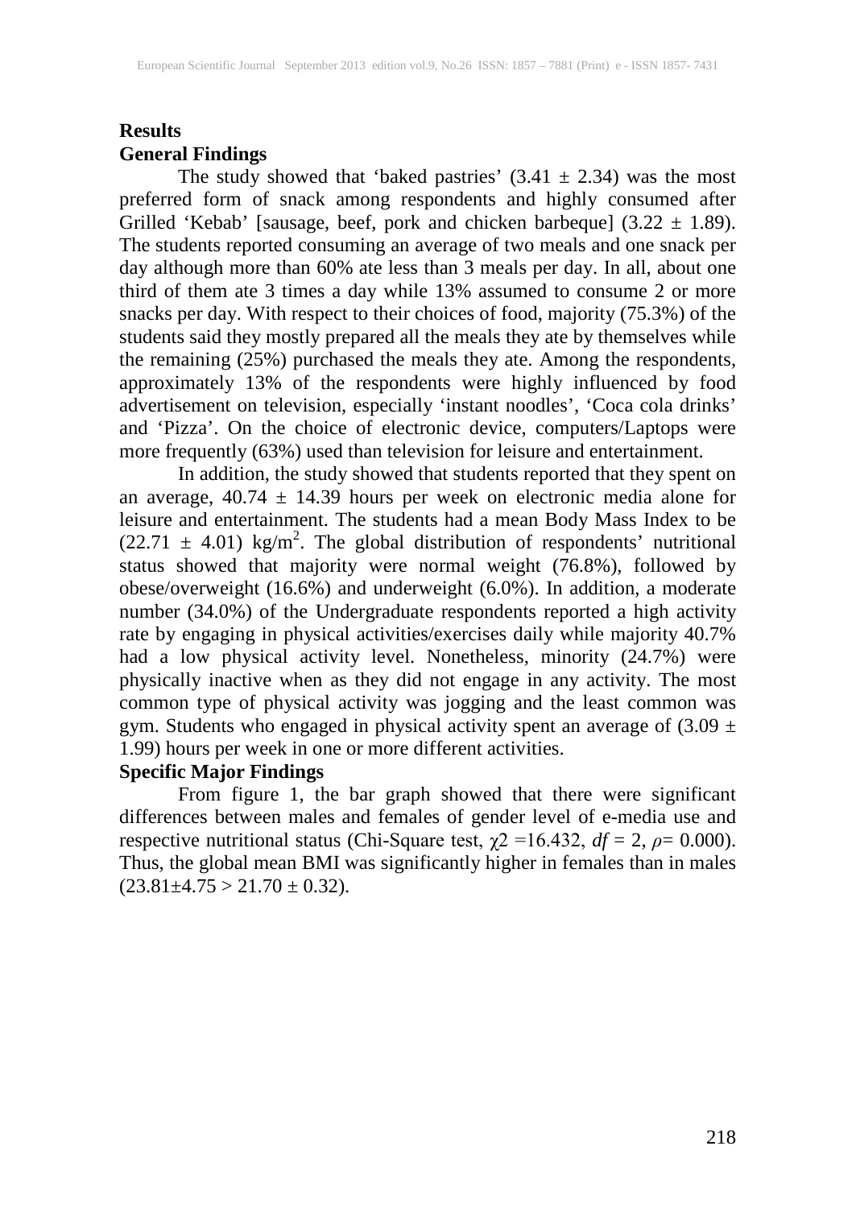## Results

### General Findings

The study showed that 'baked pastries' ($3.41 \pm 2.34$) was the most preferred form of snack among respondents and highly consumed after Grilled 'Kebab' [sausage, beef, pork and chicken barbeque] ($3.22 \pm 1.89$). The students reported consuming an average of two meals and one snack per day although more than 60% ate less than 3 meals per day. In all, about one third of them ate 3 times a day while 13% assumed to consume 2 or more snacks per day. With respect to their choices of food, majority (75.3%) of the students said they mostly prepared all the meals they ate by themselves while the remaining (25%) purchased the meals they ate. Among the respondents, approximately 13% of the respondents were highly influenced by food advertisement on television, especially 'instant noodles', 'Coca cola drinks' and 'Pizza'. On the choice of electronic device, computers/Laptops were more frequently (63%) used than television for leisure and entertainment.

In addition, the study showed that students reported that they spent on an average, $40.74 \pm 14.39$ hours per week on electronic media alone for leisure and entertainment. The students had a mean Body Mass Index to be ($22.71 \pm 4.01$) $kg/m^2$. The global distribution of respondents' nutritional status showed that majority were normal weight (76.8%), followed by obese/overweight (16.6%) and underweight (6.0%). In addition, a moderate number (34.0%) of the Undergraduate respondents reported a high activity rate by engaging in physical activities/exercises daily while majority 40.7% had a low physical activity level. Nonetheless, minority (24.7%) were physically inactive when as they did not engage in any activity. The most common type of physical activity was jogging and the least common was gym. Students who engaged in physical activity spent an average of ($3.09 \pm 1.99$) hours per week in one or more different activities.

### Specific Major Findings

From figure 1, the bar graph showed that there were significant differences between males and females of gender level of e-media use and respective nutritional status (Chi-Square test, $\chi 2 = 16.432$, $df = 2$, $\rho = 0.000$). Thus, the global mean BMI was significantly higher in females than in males ($23.81 \pm 4.75 > 21.70 \pm 0.32$).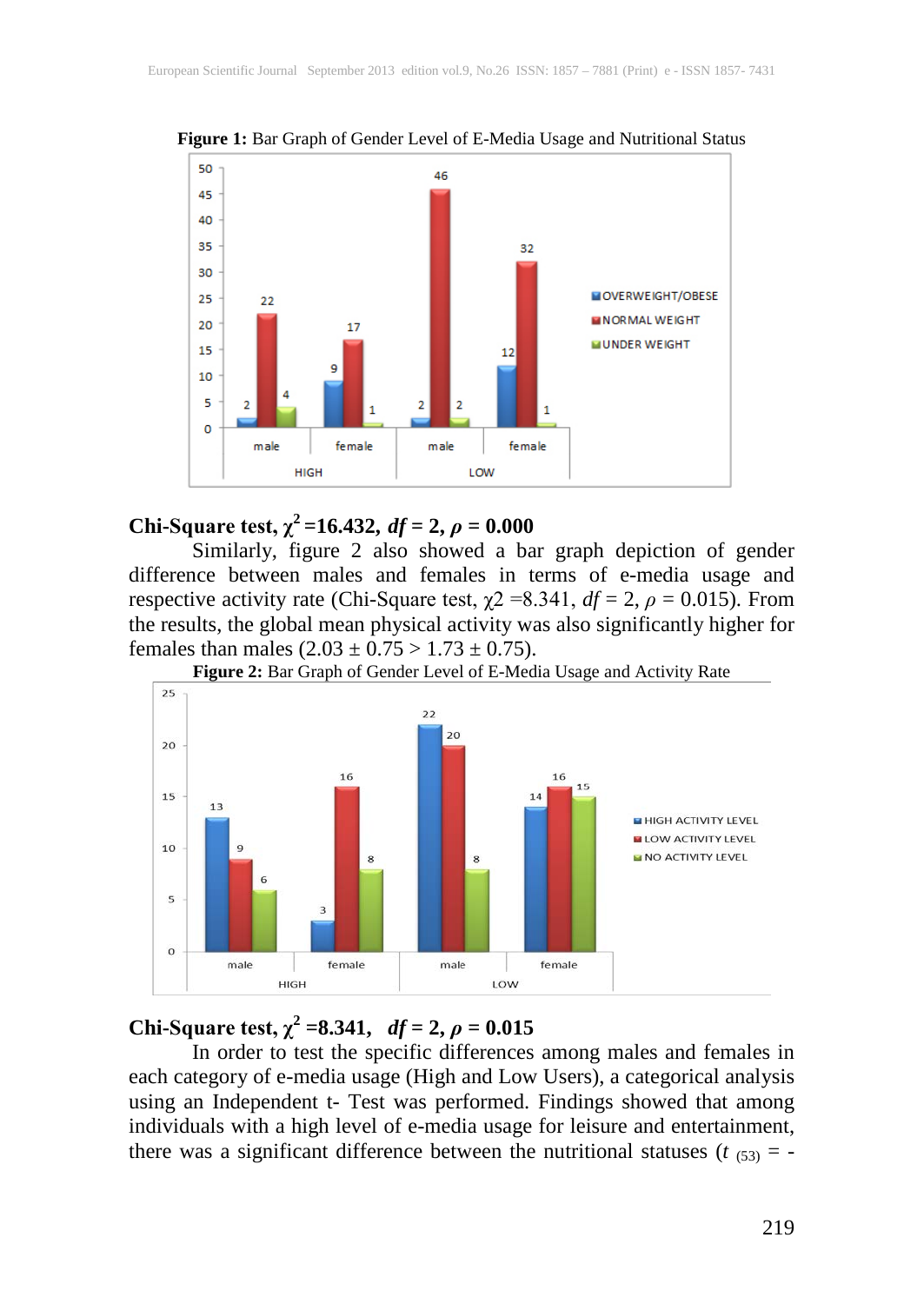**Figure 1:** Bar Graph of Gender Level of E-Media Usage and Nutritional Status

50
45
40
35
30
25
20
15
10
5
0

22
2
4
9
17
1
46
2
2
32
12
1

male
female
male
female
HIGH
LOW

OVERWEIGHT/OBESE
NORMAL WEIGHT
UNDER WEIGHT

**Chi-Square test, $\chi^2$ =16.432, $df$ = 2, $\rho$ = 0.000**

Similarly, figure 2 also showed a bar graph depiction of gender difference between males and females in terms of e-media usage and respective activity rate (Chi-Square test, $\chi2$ =8.341, $df$ = 2, $\rho$ = 0.015). From the results, the global mean physical activity was also significantly higher for females than males ($2.03 \pm 0.75 > 1.73 \pm 0.75$).

**Figure 2:** Bar Graph of Gender Level of E-Media Usage and Activity Rate

25
20
15
10
5
0

13
9
6
3
16
8
22
20
8
14
16
15

male
female
male
female
HIGH
LOW

HIGH ACTIVITY LEVEL
LOW ACTIVITY LEVEL
NO ACTIVITY LEVEL

**Chi-Square test, $\chi^2$ =8.341, $df$ = 2, $\rho$ = 0.015**

In order to test the specific differences among males and females in each category of e-media usage (High and Low Users), a categorical analysis using an Independent t- Test was performed. Findings showed that among individuals with a high level of e-media usage for leisure and entertainment, there was a significant difference between the nutritional statuses ($t_{(53)}$ = -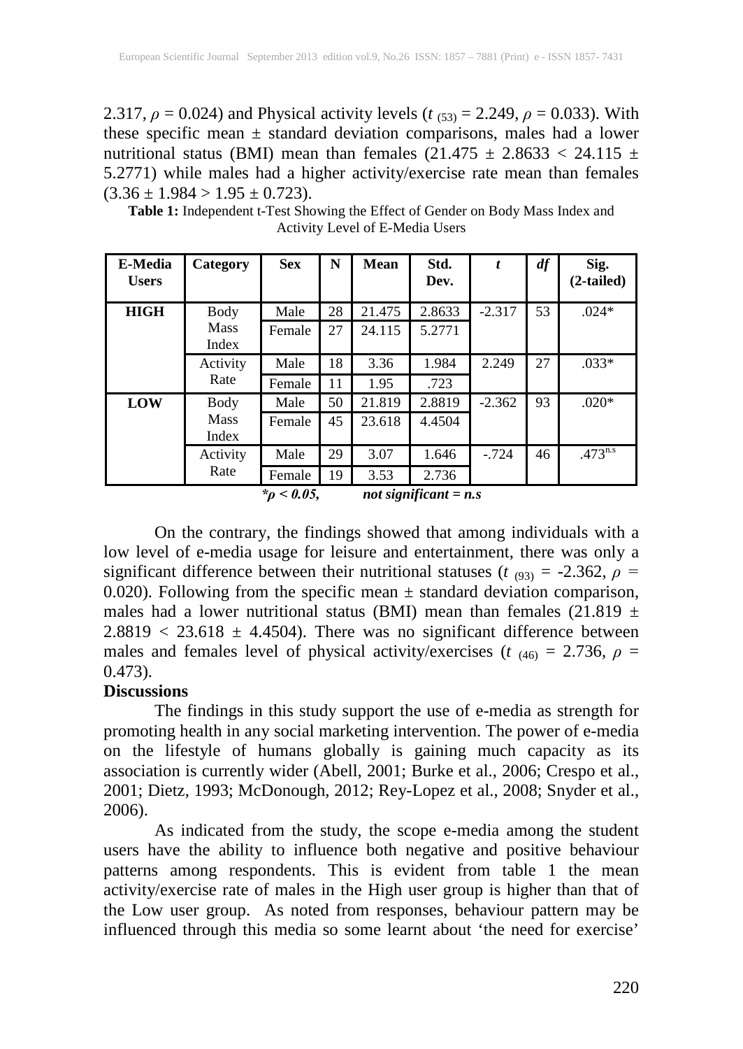2.317, $\rho = 0.024$) and Physical activity levels ($t_{(53)} = 2.249$, $\rho = 0.033$). With these specific mean ± standard deviation comparisons, males had a lower nutritional status (BMI) mean than females (21.475 ± 2.8633 < 24.115 ± 5.2771) while males had a higher activity/exercise rate mean than females (3.36 ± 1.984 > 1.95 ± 0.723).

**Table 1:** Independent t-Test Showing the Effect of Gender on Body Mass Index and Activity Level of E-Media Users

| E-Media Users | Category | Sex | N | Mean | Std. Dev. | *t* | *df* | Sig. (2-tailed) |
|---|---|---|---|---|---|---|---|---|
| **HIGH** | Body Mass Index | Male | 28 | 21.475 | 2.8633 | -2.317 | 53 | .024* |
| | | Female | 27 | 24.115 | 5.2771 | | | |
| | Activity Rate | Male | 18 | 3.36 | 1.984 | 2.249 | 27 | .033* |
| | | Female | 11 | 1.95 | .723 | | | |
| **LOW** | Body Mass Index | Male | 50 | 21.819 | 2.8819 | -2.362 | 93 | .020* |
| | | Female | 45 | 23.618 | 4.4504 | | | |
| | Activity Rate | Male | 29 | 3.07 | 1.646 | -.724 | 46 | .473$^{n.s}$ |
| | | Female | 19 | 3.53 | 2.736 | | | |

*$*\rho < 0.05$, not significant = n.s*

On the contrary, the findings showed that among individuals with a low level of e-media usage for leisure and entertainment, there was only a significant difference between their nutritional statuses ($t_{(93)} = -2.362$, $\rho = 0.020$). Following from the specific mean ± standard deviation comparison, males had a lower nutritional status (BMI) mean than females (21.819 ± 2.8819 < 23.618 ± 4.4504). There was no significant difference between males and females level of physical activity/exercises ($t_{(46)} = 2.736$, $\rho = 0.473$).

**Discussions**

The findings in this study support the use of e-media as strength for promoting health in any social marketing intervention. The power of e-media on the lifestyle of humans globally is gaining much capacity as its association is currently wider (Abell, 2001; Burke et al., 2006; Crespo et al., 2001; Dietz, 1993; McDonough, 2012; Rey-Lopez et al., 2008; Snyder et al., 2006).

As indicated from the study, the scope e-media among the student users have the ability to influence both negative and positive behaviour patterns among respondents. This is evident from table 1 the mean activity/exercise rate of males in the High user group is higher than that of the Low user group. As noted from responses, behaviour pattern may be influenced through this media so some learnt about 'the need for exercise'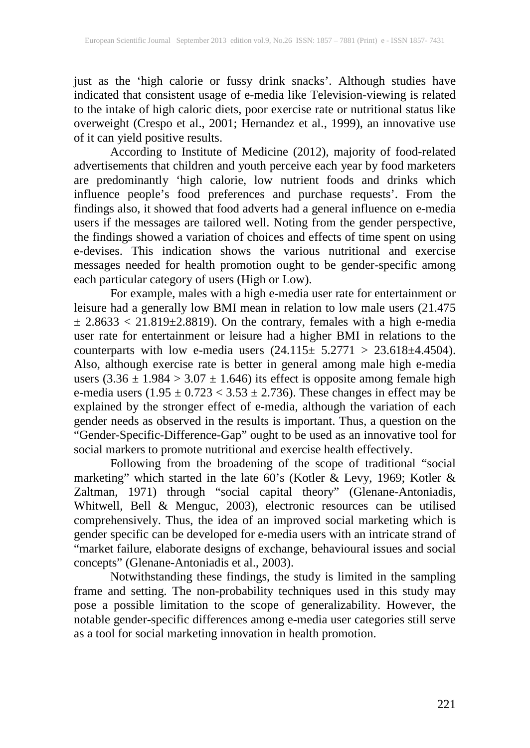just as the 'high calorie or fussy drink snacks'. Although studies have indicated that consistent usage of e-media like Television-viewing is related to the intake of high caloric diets, poor exercise rate or nutritional status like overweight (Crespo et al., 2001; Hernandez et al., 1999), an innovative use of it can yield positive results.

According to Institute of Medicine (2012), majority of food-related advertisements that children and youth perceive each year by food marketers are predominantly 'high calorie, low nutrient foods and drinks which influence people's food preferences and purchase requests'. From the findings also, it showed that food adverts had a general influence on e-media users if the messages are tailored well. Noting from the gender perspective, the findings showed a variation of choices and effects of time spent on using e-devises. This indication shows the various nutritional and exercise messages needed for health promotion ought to be gender-specific among each particular category of users (High or Low).

For example, males with a high e-media user rate for entertainment or leisure had a generally low BMI mean in relation to low male users ($21.475 \pm 2.8633 < 21.819 \pm 2.8819$). On the contrary, females with a high e-media user rate for entertainment or leisure had a higher BMI in relations to the counterparts with low e-media users ($24.115 \pm 5.2771 > 23.618 \pm 4.4504$). Also, although exercise rate is better in general among male high e-media users ($3.36 \pm 1.984 > 3.07 \pm 1.646$) its effect is opposite among female high e-media users ($1.95 \pm 0.723 < 3.53 \pm 2.736$). These changes in effect may be explained by the stronger effect of e-media, although the variation of each gender needs as observed in the results is important. Thus, a question on the "Gender-Specific-Difference-Gap" ought to be used as an innovative tool for social markers to promote nutritional and exercise health effectively.

Following from the broadening of the scope of traditional "social marketing" which started in the late 60's (Kotler & Levy, 1969; Kotler & Zaltman, 1971) through "social capital theory" (Glenane-Antoniadis, Whitwell, Bell & Menguc, 2003), electronic resources can be utilised comprehensively. Thus, the idea of an improved social marketing which is gender specific can be developed for e-media users with an intricate strand of "market failure, elaborate designs of exchange, behavioural issues and social concepts" (Glenane-Antoniadis et al., 2003).

Notwithstanding these findings, the study is limited in the sampling frame and setting. The non-probability techniques used in this study may pose a possible limitation to the scope of generalizability. However, the notable gender-specific differences among e-media user categories still serve as a tool for social marketing innovation in health promotion.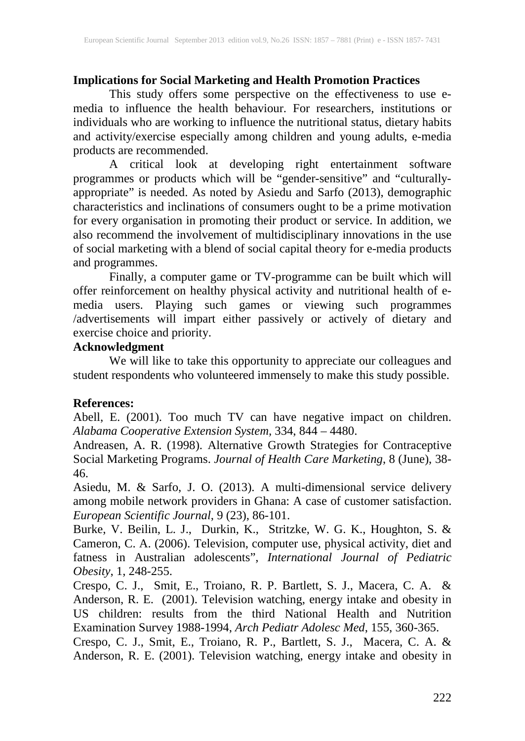## Implications for Social Marketing and Health Promotion Practices

This study offers some perspective on the effectiveness to use e-media to influence the health behaviour. For researchers, institutions or individuals who are working to influence the nutritional status, dietary habits and activity/exercise especially among children and young adults, e-media products are recommended.

A critical look at developing right entertainment software programmes or products which will be "gender-sensitive" and "culturally-appropriate" is needed. As noted by Asiedu and Sarfo (2013), demographic characteristics and inclinations of consumers ought to be a prime motivation for every organisation in promoting their product or service. In addition, we also recommend the involvement of multidisciplinary innovations in the use of social marketing with a blend of social capital theory for e-media products and programmes.

Finally, a computer game or TV-programme can be built which will offer reinforcement on healthy physical activity and nutritional health of e-media users. Playing such games or viewing such programmes /advertisements will impart either passively or actively of dietary and exercise choice and priority.

## Acknowledgment

We will like to take this opportunity to appreciate our colleagues and student respondents who volunteered immensely to make this study possible.

## References:

Abell, E. (2001). Too much TV can have negative impact on children. *Alabama Cooperative Extension System*, 334, 844 – 4480.

Andreasen, A. R. (1998). Alternative Growth Strategies for Contraceptive Social Marketing Programs. *Journal of Health Care Marketing*, 8 (June), 38-46.

Asiedu, M. & Sarfo, J. O. (2013). A multi-dimensional service delivery among mobile network providers in Ghana: A case of customer satisfaction. *European Scientific Journal*, 9 (23), 86-101.

Burke, V. Beilin, L. J., Durkin, K., Stritzke, W. G. K., Houghton, S. & Cameron, C. A. (2006). Television, computer use, physical activity, diet and fatness in Australian adolescents", *International Journal of Pediatric Obesity*, 1, 248-255.

Crespo, C. J., Smit, E., Troiano, R. P. Bartlett, S. J., Macera, C. A. & Anderson, R. E. (2001). Television watching, energy intake and obesity in US children: results from the third National Health and Nutrition Examination Survey 1988-1994, *Arch Pediatr Adolesc Med*, 155, 360-365.

Crespo, C. J., Smit, E., Troiano, R. P., Bartlett, S. J., Macera, C. A. & Anderson, R. E. (2001). Television watching, energy intake and obesity in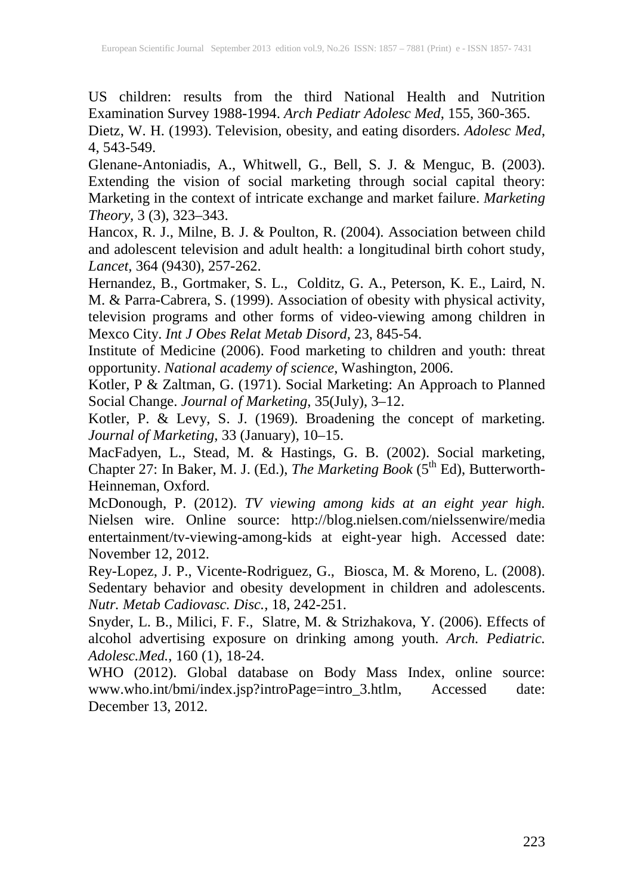US children: results from the third National Health and Nutrition Examination Survey 1988-1994. *Arch Pediatr Adolesc Med*, 155, 360-365.

Dietz, W. H. (1993). Television, obesity, and eating disorders. *Adolesc Med*, 4, 543-549.

Glenane-Antoniadis, A., Whitwell, G., Bell, S. J. & Menguc, B. (2003). Extending the vision of social marketing through social capital theory: Marketing in the context of intricate exchange and market failure. *Marketing Theory*, 3 (3), 323–343.

Hancox, R. J., Milne, B. J. & Poulton, R. (2004). Association between child and adolescent television and adult health: a longitudinal birth cohort study, *Lancet*, 364 (9430), 257-262.

Hernandez, B., Gortmaker, S. L., Colditz, G. A., Peterson, K. E., Laird, N. M. & Parra-Cabrera, S. (1999). Association of obesity with physical activity, television programs and other forms of video-viewing among children in Mexco City. *Int J Obes Relat Metab Disord*, 23, 845-54.

Institute of Medicine (2006). Food marketing to children and youth: threat opportunity. *National academy of science*, Washington, 2006.

Kotler, P & Zaltman, G. (1971). Social Marketing: An Approach to Planned Social Change. *Journal of Marketing*, 35(July), 3–12.

Kotler, P. & Levy, S. J. (1969). Broadening the concept of marketing. *Journal of Marketing*, 33 (January), 10–15.

MacFadyen, L., Stead, M. & Hastings, G. B. (2002). Social marketing, Chapter 27: In Baker, M. J. (Ed.), *The Marketing Book* (5th Ed), Butterworth-Heinneman, Oxford.

McDonough, P. (2012). *TV viewing among kids at an eight year high.* Nielsen wire. Online source: http://blog.nielsen.com/nielssenwire/media entertainment/tv-viewing-among-kids at eight-year high. Accessed date: November 12, 2012.

Rey-Lopez, J. P., Vicente-Rodriguez, G., Biosca, M. & Moreno, L. (2008). Sedentary behavior and obesity development in children and adolescents. *Nutr. Metab Cadiovasc. Disc.*, 18, 242-251.

Snyder, L. B., Milici, F. F., Slatre, M. & Strizhakova, Y. (2006). Effects of alcohol advertising exposure on drinking among youth. *Arch. Pediatric. Adolesc.Med.*, 160 (1), 18-24.

WHO (2012). Global database on Body Mass Index, online source: www.who.int/bmi/index.jsp?introPage=intro_3.htlm, Accessed date: December 13, 2012.